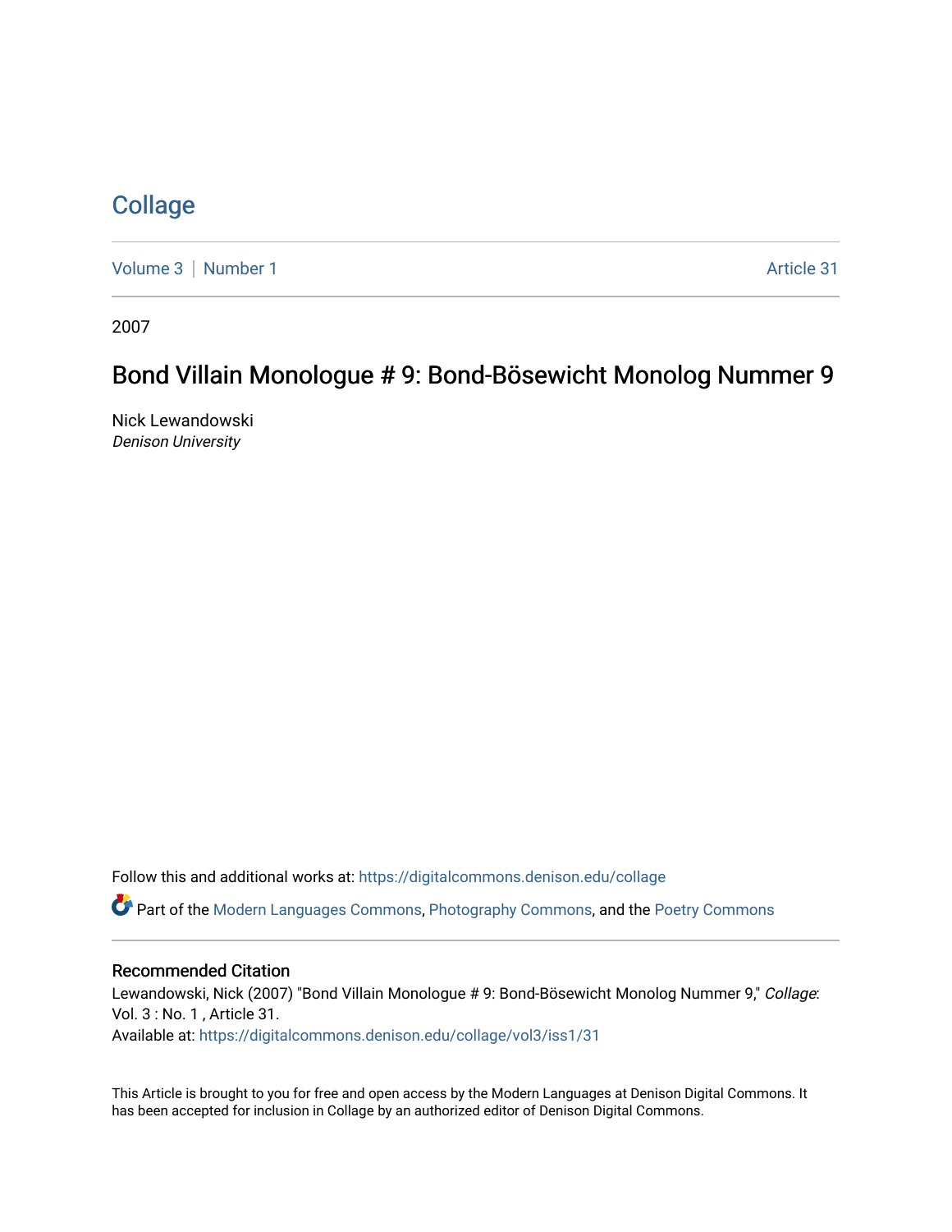# Collage

Volume 3 | Number 1 Article 31

2007

## Bond Villain Monologue # 9: Bond-Bösewicht Monolog Nummer 9

Nick Lewandowski
*Denison University*

Follow this and additional works at: https://digitalcommons.denison.edu/collage

Part of the Modern Languages Commons, Photography Commons, and the Poetry Commons

### Recommended Citation

Lewandowski, Nick (2007) "Bond Villain Monologue # 9: Bond-Bösewicht Monolog Nummer 9," *Collage*: Vol. 3 : No. 1 , Article 31.
Available at: https://digitalcommons.denison.edu/collage/vol3/iss1/31

This Article is brought to you for free and open access by the Modern Languages at Denison Digital Commons. It has been accepted for inclusion in Collage by an authorized editor of Denison Digital Commons.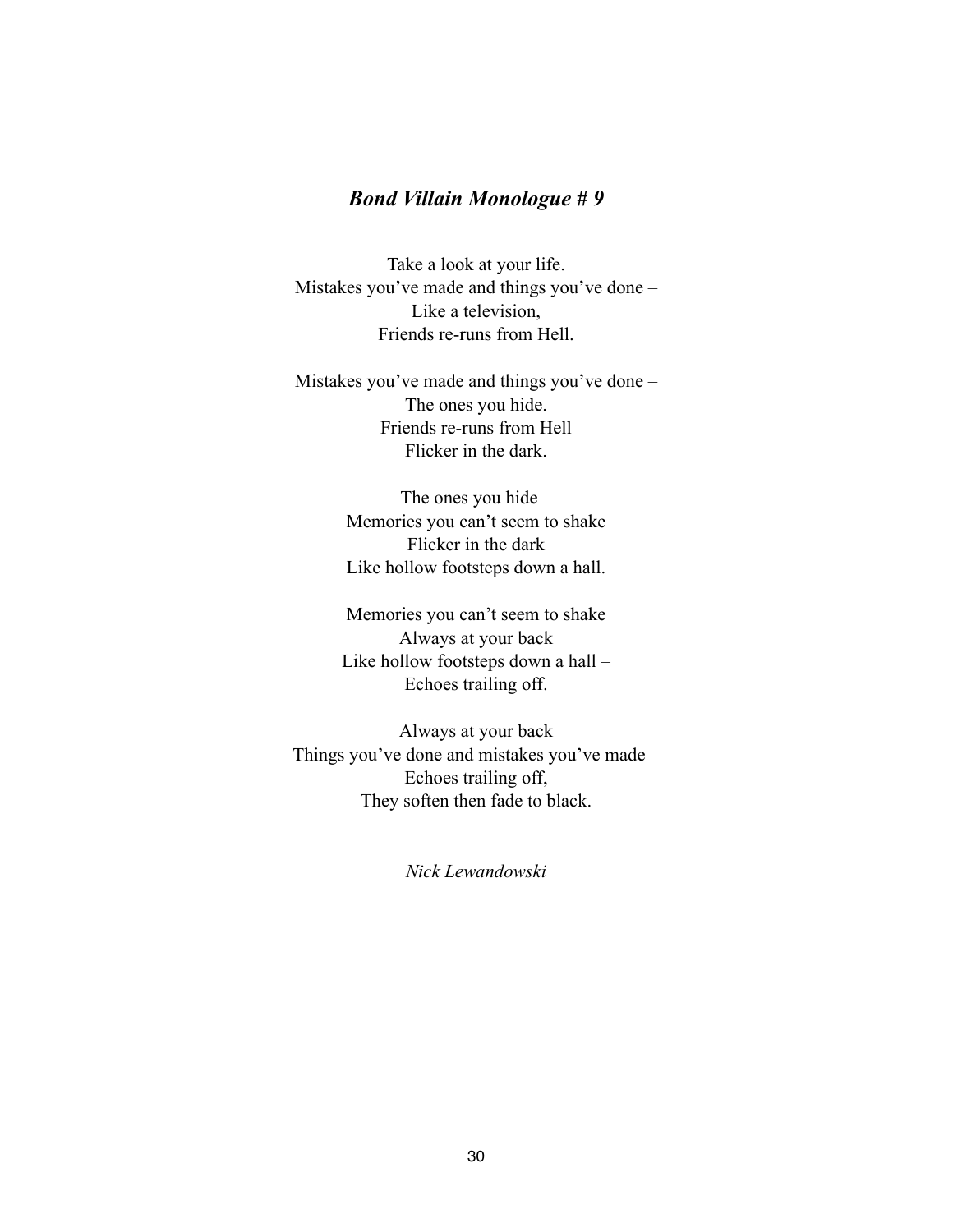## ***Bond Villain Monologue # 9***

Take a look at your life.  
Mistakes you've made and things you've done –  
Like a television,  
Friends re-runs from Hell.

Mistakes you've made and things you've done –  
The ones you hide.  
Friends re-runs from Hell  
Flicker in the dark.

The ones you hide –  
Memories you can't seem to shake  
Flicker in the dark  
Like hollow footsteps down a hall.

Memories you can't seem to shake  
Always at your back  
Like hollow footsteps down a hall –  
Echoes trailing off.

Always at your back  
Things you've done and mistakes you've made –  
Echoes trailing off,  
They soften then fade to black.

*Nick Lewandowski*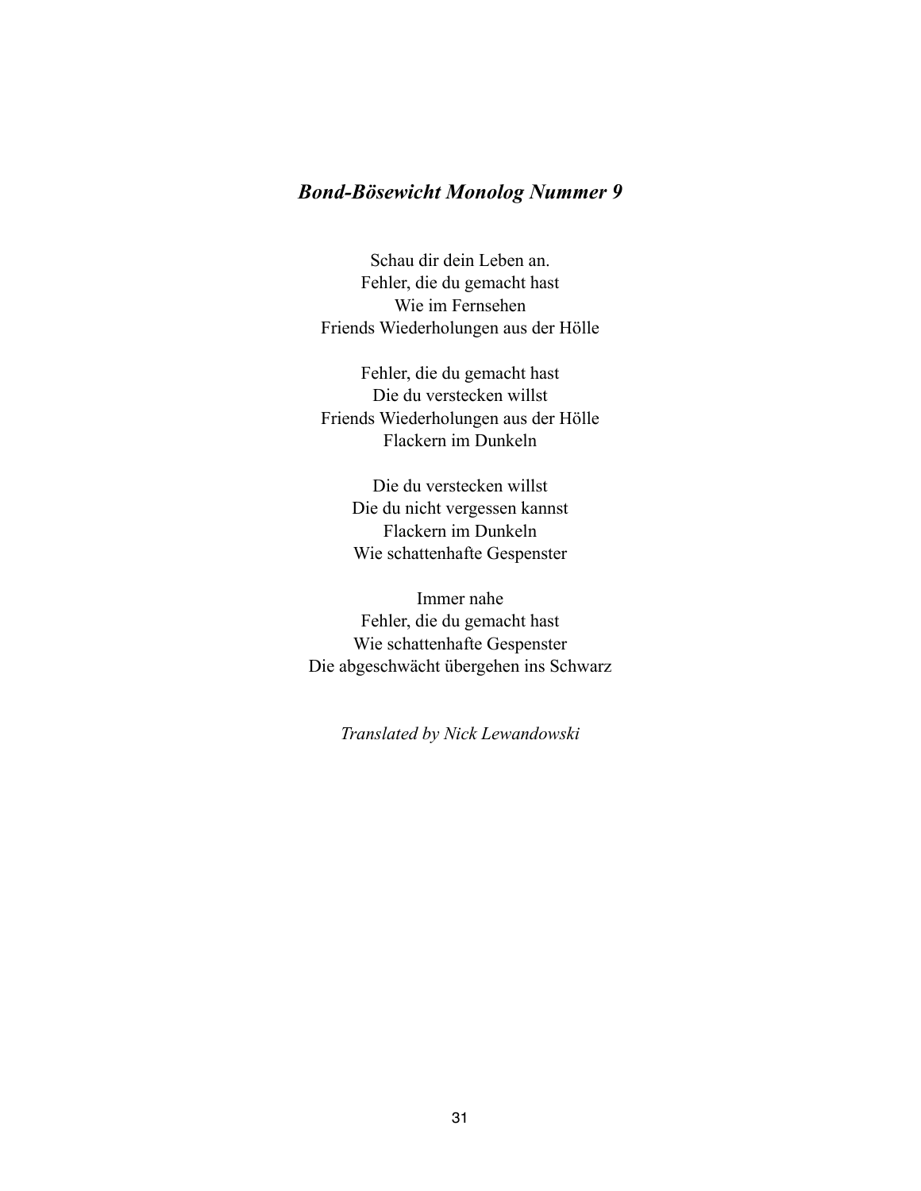## *Bond-Bösewicht Monolog Nummer 9*

Schau dir dein Leben an.  
Fehler, die du gemacht hast  
Wie im Fernsehen  
Friends Wiederholungen aus der Hölle

Fehler, die du gemacht hast  
Die du verstecken willst  
Friends Wiederholungen aus der Hölle  
Flackern im Dunkeln

Die du verstecken willst  
Die du nicht vergessen kannst  
Flackern im Dunkeln  
Wie schattenhafte Gespenster

Immer nahe  
Fehler, die du gemacht hast  
Wie schattenhafte Gespenster  
Die abgeschwächt übergehen ins Schwarz

*Translated by Nick Lewandowski*